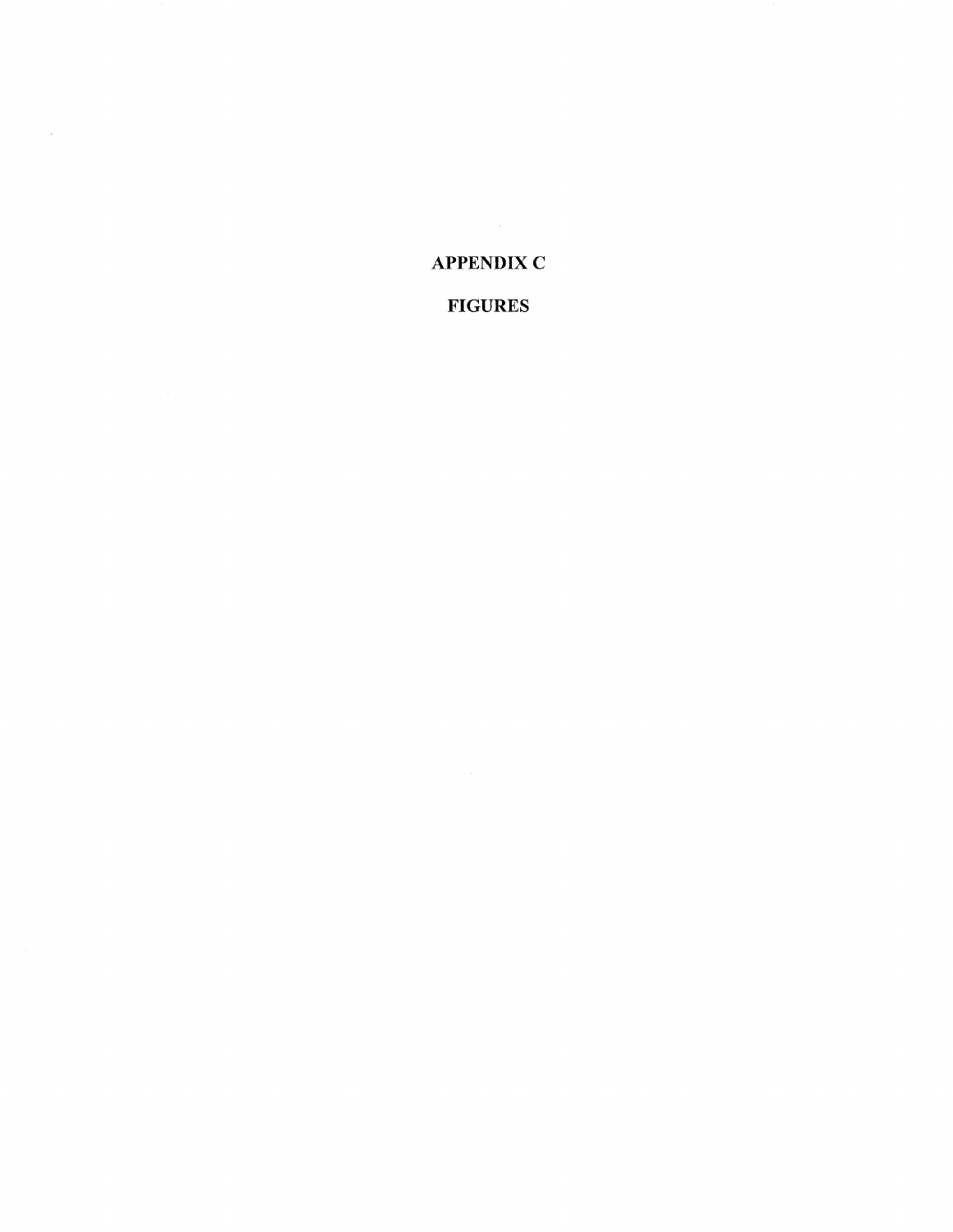# APPENDIX C

# FIGURES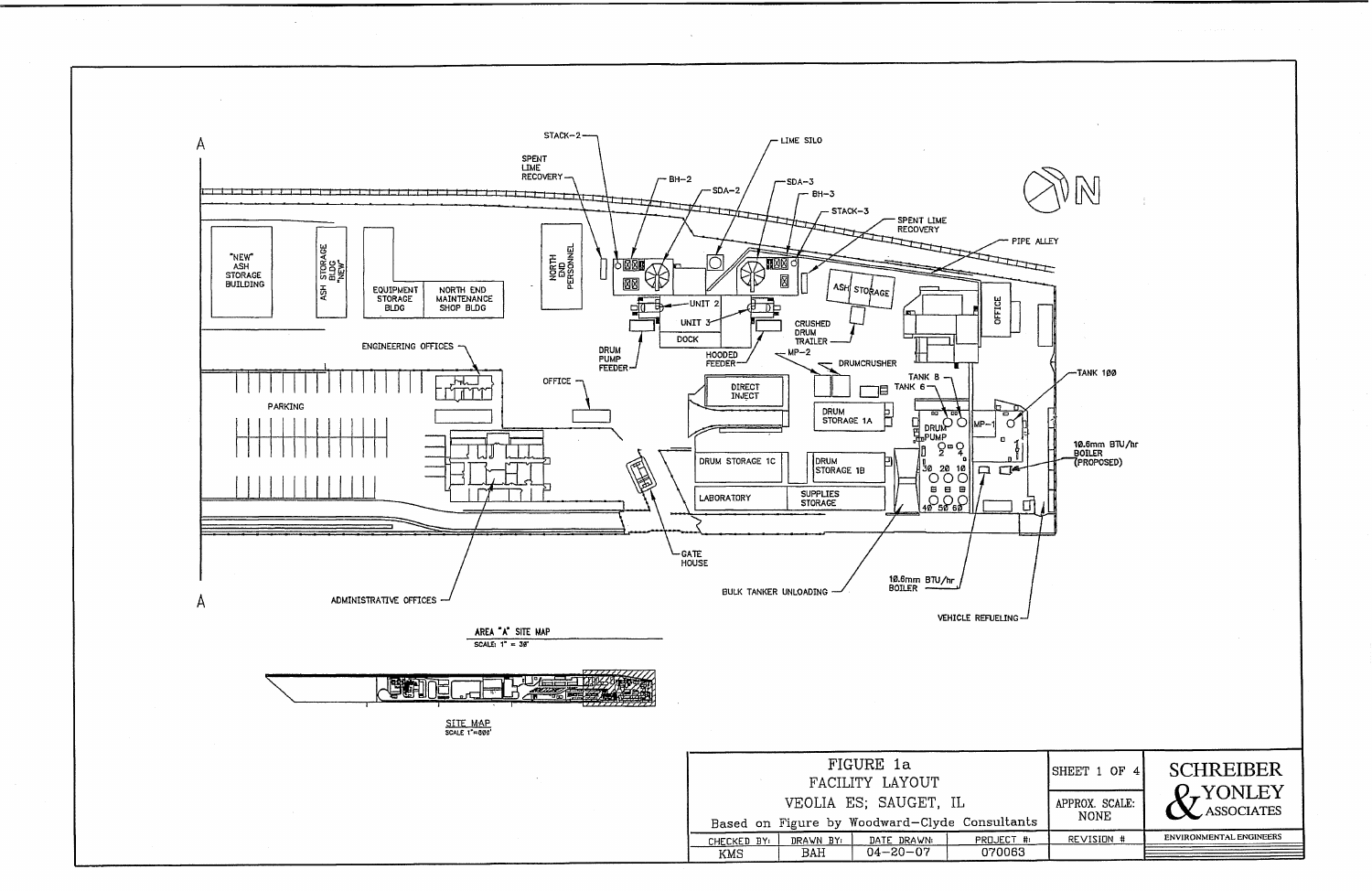A

A

STACK-2

SPENT LIME RECOVERY

BH-2

SDA-2

LIME SILO

SDA-3

BH-3

STACK-3

SPENT LIME RECOVERY

PIPE ALLEY

N

"NEW" ASH STORAGE BUILDING

ASH STORAGE BLDG "NEW"

EQUIPMENT STORAGE BLDG

NORTH END MAINTENANCE SHOP BLDG

NORTH END PERSONNEL

UNIT 2

UNIT 3

DOCK

ASH STORAGE

OFFICE

CRUSHED DRUM TRAILER

MP-2

DRUMCRUSHER

ENGINEERING OFFICES

DRUM PUMP FEEDER

HOODED FEEDER

OFFICE

DIRECT INJECT

DRUM STORAGE 1A

TANK 8

TANK 6

DRUM PUMP

MP-1

TANK 100

PARKING

DRUM STORAGE 1C

DRUM STORAGE 1B

10.6mm BTU/hr BOILER (PROPOSED)

LABORATORY

SUPPLIES STORAGE

GATE HOUSE

ADMINISTRATIVE OFFICES

BULK TANKER UNLOADING

10.6mm BTU/hr BOILER

VEHICLE REFUELING

AREA "A" SITE MAP
SCALE: 1" = 30'

SITE MAP
SCALE 1"=800'

| FIGURE 1a<br>FACILITY LAYOUT<br>VEOLIA ES; SAUGET, IL<br>Based on Figure by Woodward-Clyde Consultants | | | | SHEET 1 OF 4 | SCHREIBER & YONLEY ASSOCIATES |
|---|---|---|---|---|---|
| | | | | APPROX. SCALE: NONE | |
| CHECKED BY: | DRAWN BY: | DATE DRAWN: | PROJECT #: | REVISION # | ENVIRONMENTAL ENGINEERS |
| KMS | BAH | 04-20-07 | 070063 | | |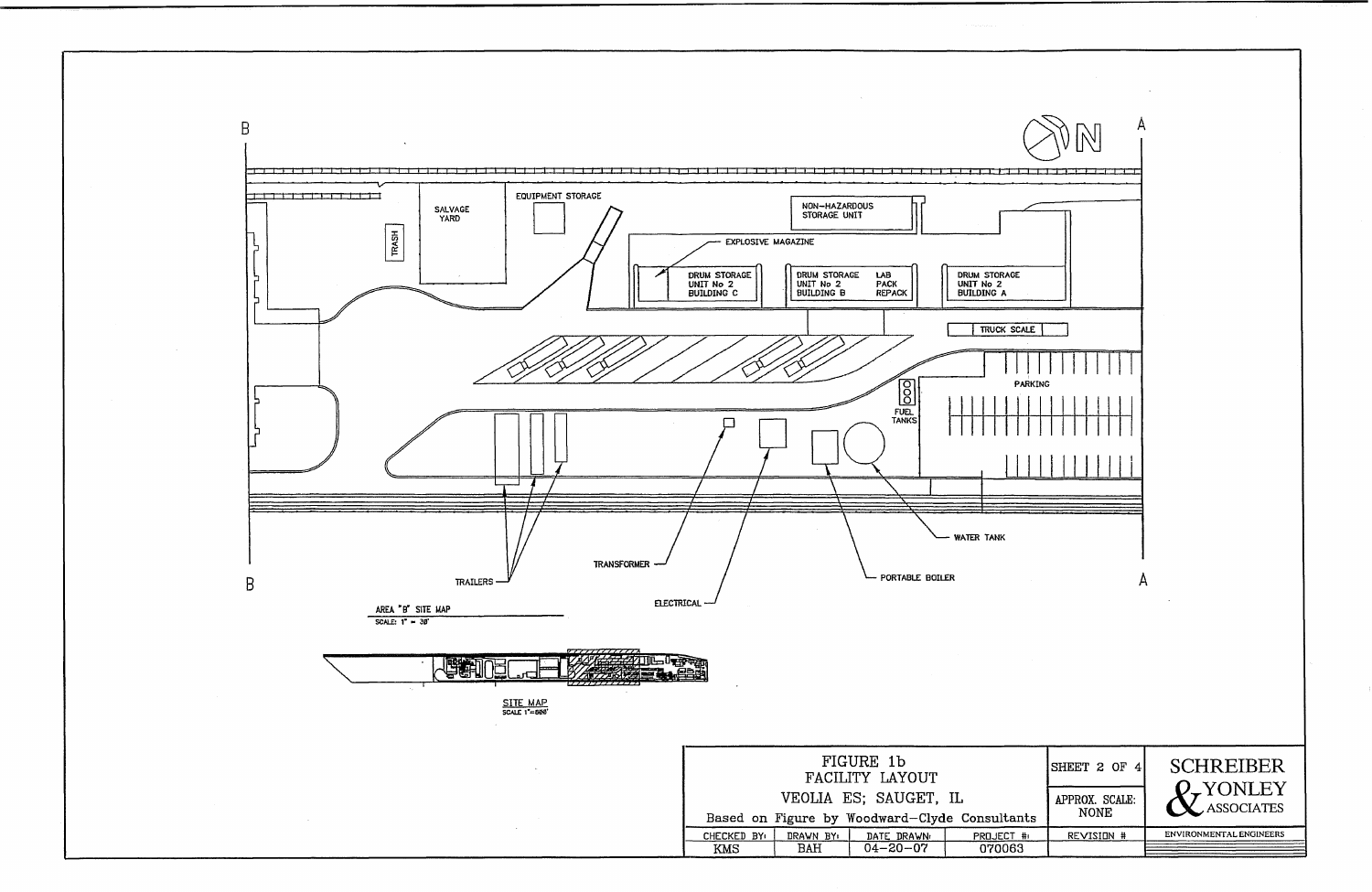B

A

N

SALVAGE YARD

EQUIPMENT STORAGE

TRASH

NON-HAZARDOUS STORAGE UNIT

EXPLOSIVE MAGAZINE

DRUM STORAGE UNIT No 2 BUILDING C

DRUM STORAGE UNIT No 2 BUILDING B

LAB PACK REPACK

DRUM STORAGE UNIT No 2 BUILDING A

TRUCK SCALE

PARKING

FUEL TANKS

WATER TANK

PORTABLE BOILER

ELECTRICAL

TRANSFORMER

TRAILERS

B

A

AREA "B" SITE MAP
SCALE: 1" = 30'

SITE MAP
SCALE 1"=600'

| FIGURE 1b FACILITY LAYOUT VEOLIA ES; SAUGET, IL Based on Figure by Woodward-Clyde Consultants | | | | SHEET 2 OF 4 | SCHREIBER & YONLEY ASSOCIATES |
|---|---|---|---|---|---|
| | | | | APPROX. SCALE: NONE | |
| CHECKED BY: | DRAWN BY: | DATE DRAWN: | PROJECT #: | REVISION # | ENVIRONMENTAL ENGINEERS |
| KMS | BAH | 04-20-07 | 070063 | | |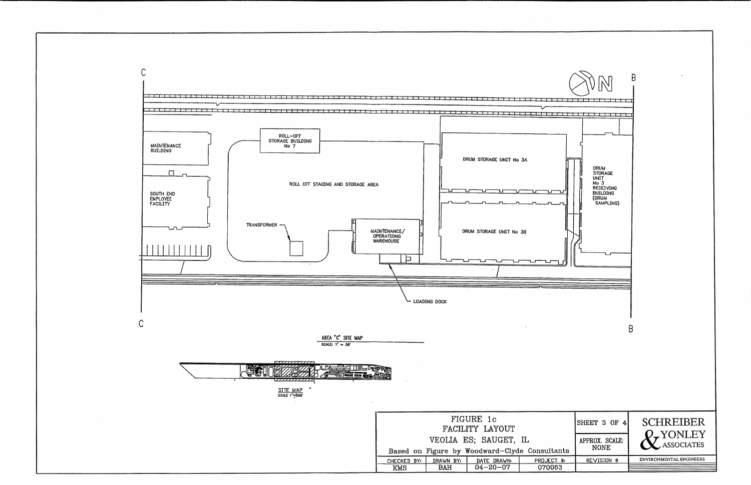C

B

MAINTENANCE BUILDING

ROLL-OFF STORAGE BUILDING No 7

DRUM STORAGE UNIT No 3A

DRUM STORAGE UNIT No 3 RECEIVING BUILDING (DRUM SAMPLING)

SOUTH END EMPLOYEE FACILITY

ROLL OFF STAGING AND STORAGE AREA

TRANSFORMER

MAINTENANCE/ OPERATIONS WAREHOUSE

DRUM STORAGE UNIT No 3B

LOADING DOCK

N

AREA "C" SITE MAP
SCALE: 1" = 30'

SITE MAP
SCALE 1"=800'

| FIGURE 1c FACILITY LAYOUT VEOLIA ES; SAUGET, IL Based on Figure by Woodward-Clyde Consultants | | | | SHEET 3 OF 4 | SCHREIBER & YONLEY ASSOCIATES |
|---|---|---|---|---|---|
| | | | | APPROX. SCALE: NONE | |
| CHECKED BY: KMS | DRAWN BY: BAH | DATE DRAWN: 04-20-07 | PROJECT #: 070063 | REVISION # | ENVIRONMENTAL ENGINEERS |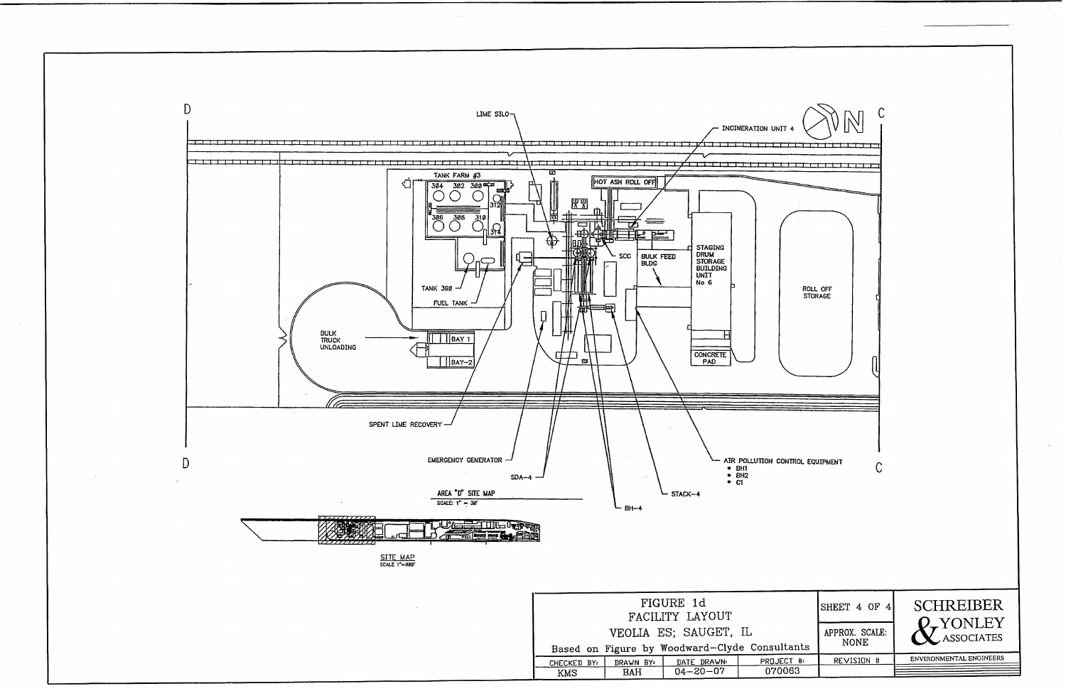D

C

LIME SILO

INCINERATION UNIT 4

N

TANK FARM #3

304 302 300

312

306 308 310

314

HOT ASH ROLL OFF

SCC

BULK FEED BLDG

STAGING DRUM STORAGE BUILDING UNIT No 6

ROLL OFF STORAGE

TANK 300

FUEL TANK

BULK TRUCK UNLOADING

BAY 1

BAY-2

CONCRETE PAD

SPENT LIME RECOVERY

EMERGENCY GENERATOR

SDA-4

AIR POLLUTION CONTROL EQUIPMENT

- BH1
- BH2
- C1

STACK-4

BH-4

AREA "D" SITE MAP
SCALE: 1" = 30'

SITE MAP
SCALE 1"=800'

| FIGURE 1d<br>FACILITY LAYOUT<br>VEOLIA ES; SAUGET, IL<br>Based on Figure by Woodward-Clyde Consultants | | | | SHEET 4 OF 4 | SCHREIBER & YONLEY ASSOCIATES |
|---|---|---|---|---|---|
| | | | | APPROX. SCALE: NONE | |
| CHECKED BY: | DRAWN BY: | DATE DRAWN: | PROJECT #: | REVISION # | ENVIRONMENTAL ENGINEERS |
| KMS | BAH | 04-20-07 | 070063 | | |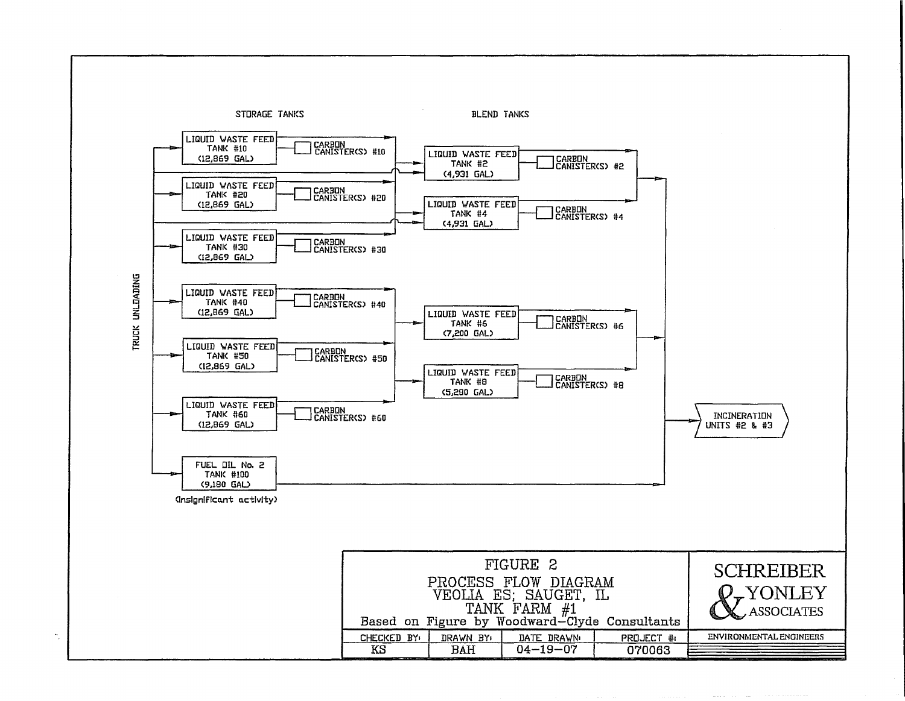STORAGE TANKS

BLEND TANKS

TRUCK UNLOADING

LIQUID WASTE FEED TANK #10 (12,869 GAL)

CARBON CANISTER(S) #10

LIQUID WASTE FEED TANK #20 (12,869 GAL)

CARBON CANISTER(S) #20

LIQUID WASTE FEED TANK #30 (12,869 GAL)

CARBON CANISTER(S) #30

LIQUID WASTE FEED TANK #40 (12,869 GAL)

CARBON CANISTER(S) #40

LIQUID WASTE FEED TANK #50 (12,869 GAL)

CARBON CANISTER(S) #50

LIQUID WASTE FEED TANK #60 (12,869 GAL)

CARBON CANISTER(S) #60

FUEL OIL No. 2 TANK #100 (9,180 GAL)

(insignificant activity)

LIQUID WASTE FEED TANK #2 (4,931 GAL)

CARBON CANISTER(S) #2

LIQUID WASTE FEED TANK #4 (4,931 GAL)

CARBON CANISTER(S) #4

LIQUID WASTE FEED TANK #6 (7,200 GAL)

CARBON CANISTER(S) #6

LIQUID WASTE FEED TANK #8 (5,280 GAL)

CARBON CANISTER(S) #8

INCINERATION UNITS #2 & #3

FIGURE 2

PROCESS FLOW DIAGRAM

VEOLIA ES; SAUGET, IL

TANK FARM #1

Based on Figure by Woodward-Clyde Consultants

| CHECKED BY: | DRAWN BY: | DATE DRAWN: | PROJECT #: |
|---|---|---|---|
| KS | BAH | 04-19-07 | 070063 |

SCHREIBER & YONLEY ASSOCIATES

ENVIRONMENTAL ENGINEERS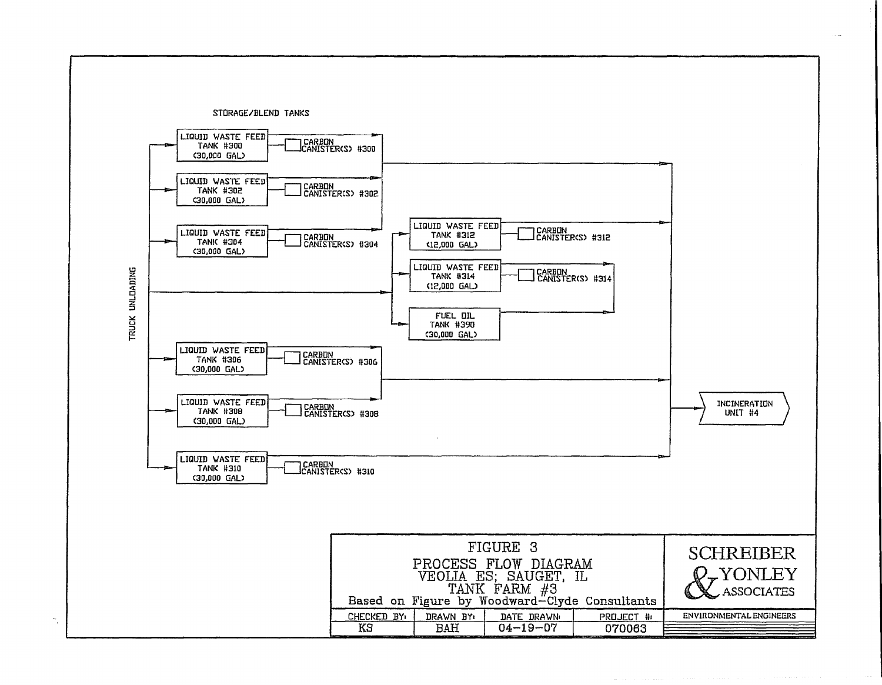STORAGE/BLEND TANKS

TRUCK UNLOADING

LIQUID WASTE FEED TANK #300 (30,000 GAL)

CARBON CANISTER(S) #300

LIQUID WASTE FEED TANK #302 (30,000 GAL)

CARBON CANISTER(S) #302

LIQUID WASTE FEED TANK #304 (30,000 GAL)

CARBON CANISTER(S) #304

LIQUID WASTE FEED TANK #312 (12,000 GAL)

CARBON CANISTER(S) #312

LIQUID WASTE FEED TANK #314 (12,000 GAL)

CARBON CANISTER(S) #314

FUEL OIL TANK #390 (30,000 GAL)

LIQUID WASTE FEED TANK #306 (30,000 GAL)

CARBON CANISTER(S) #306

LIQUID WASTE FEED TANK #308 (30,000 GAL)

CARBON CANISTER(S) #308

LIQUID WASTE FEED TANK #310 (30,000 GAL)

CARBON CANISTER(S) #310

INCINERATION UNIT #4

# FIGURE 3

## PROCESS FLOW DIAGRAM
## VEOLIA ES; SAUGET, IL
## TANK FARM #3

Based on Figure by Woodward-Clyde Consultants

| CHECKED BY: | DRAWN BY: | DATE DRAWN: | PROJECT #: |
|---|---|---|---|
| KS | BAH | 04-19-07 | 070063 |

SCHREIBER & YONLEY ASSOCIATES

ENVIRONMENTAL ENGINEERS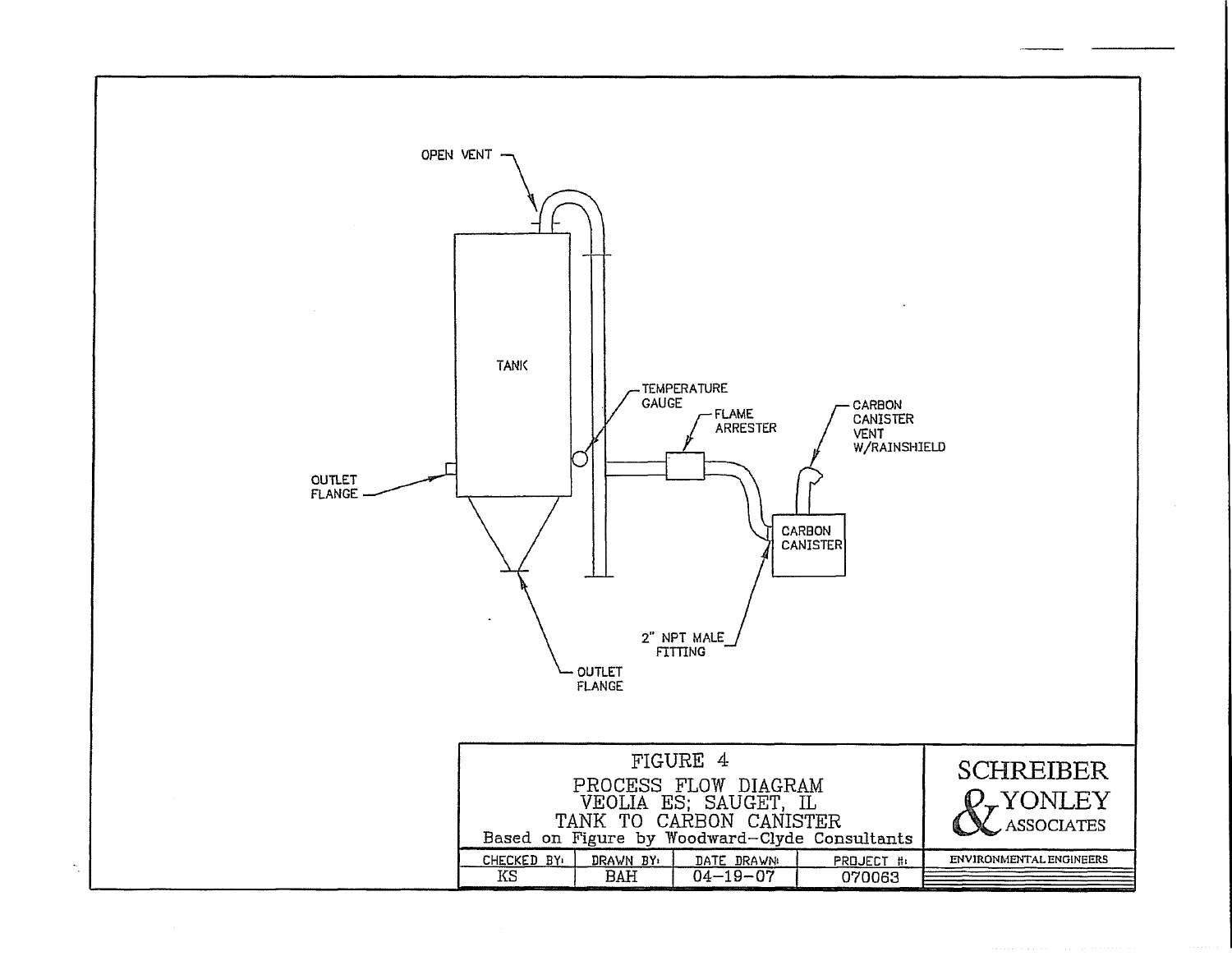OPEN VENT

TANK

TEMPERATURE GAUGE

FLAME ARRESTER

CARBON CANISTER VENT W/RAINSHIELD

OUTLET FLANGE

CARBON CANISTER

2" NPT MALE FITTING

OUTLET FLANGE

FIGURE 4

PROCESS FLOW DIAGRAM
VEOLIA ES; SAUGET, IL
TANK TO CARBON CANISTER
Based on Figure by Woodward-Clyde Consultants

| CHECKED BY: | DRAWN BY: | DATE DRAWN: | PROJECT #: |
|---|---|---|---|
| KS | BAH | 04-19-07 | 070063 |

SCHREIBER & YONLEY ASSOCIATES

ENVIRONMENTAL ENGINEERS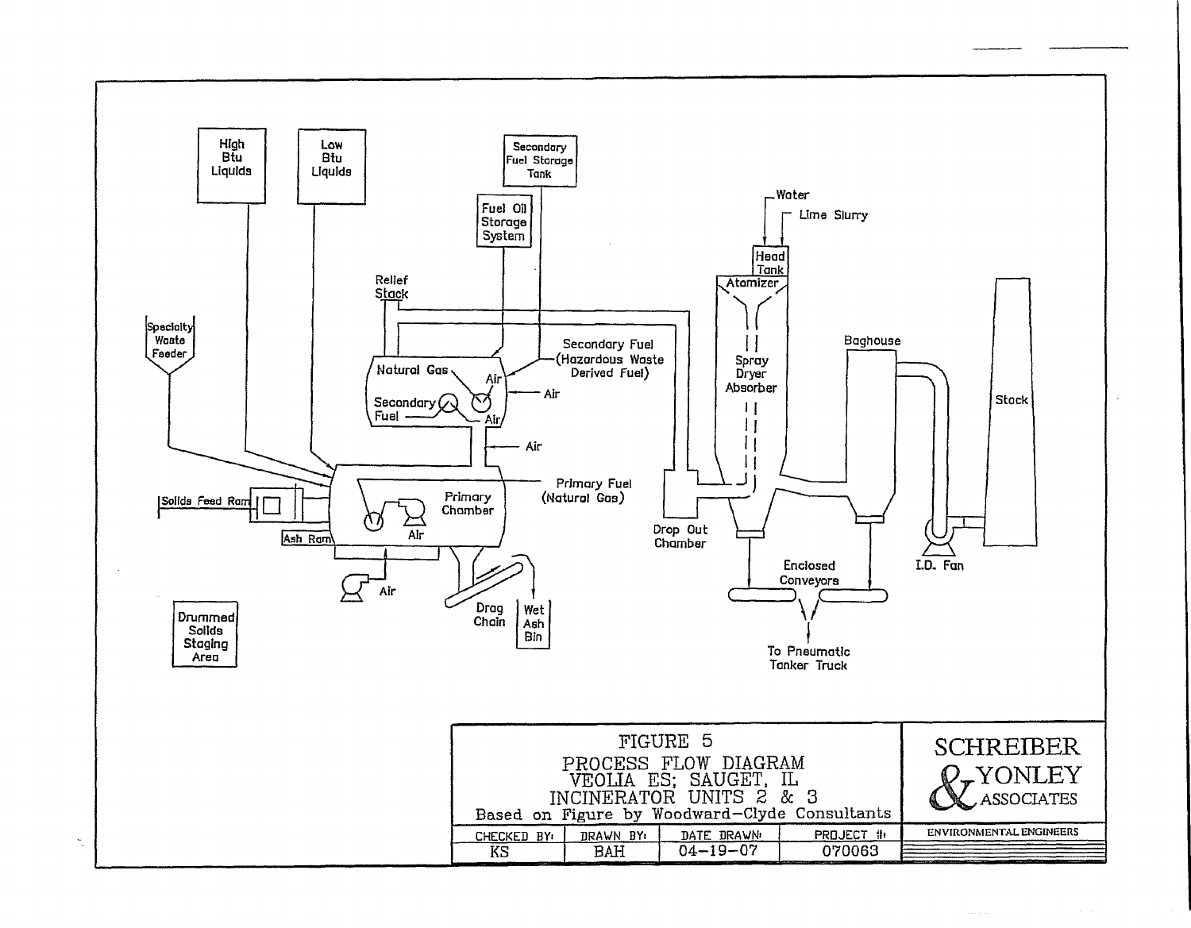High Btu Liquids

Low Btu Liquids

Secondary Fuel Storage Tank

Fuel Oil Storage System

Water

Lime Slurry

Head Tank

Atomizer

Relief Stack

Specialty Waste Feeder

Secondary Fuel (Hazardous Waste Derived Fuel)

Natural Gas

Air

Secondary Fuel

Air

Air

Spray Dryer Absorber

Baghouse

Stack

Air

Solids Feed Ram

Primary Chamber

Primary Fuel (Natural Gas)

Air

Ash Ram

Drop Out Chamber

Air

Drag Chain

Wet Ash Bin

Enclosed Conveyors

I.D. Fan

Drummed Solids Staging Area

To Pneumatic Tanker Truck

FIGURE 5
PROCESS FLOW DIAGRAM
VEOLIA ES; SAUGET, IL
INCINERATOR UNITS 2 & 3
Based on Figure by Woodward-Clyde Consultants

SCHREIBER & YONLEY ASSOCIATES

ENVIRONMENTAL ENGINEERS

| CHECKED BY: | DRAWN BY: | DATE DRAWN: | PROJECT #: |
|---|---|---|---|
| KS | BAH | 04-19-07 | 070063 |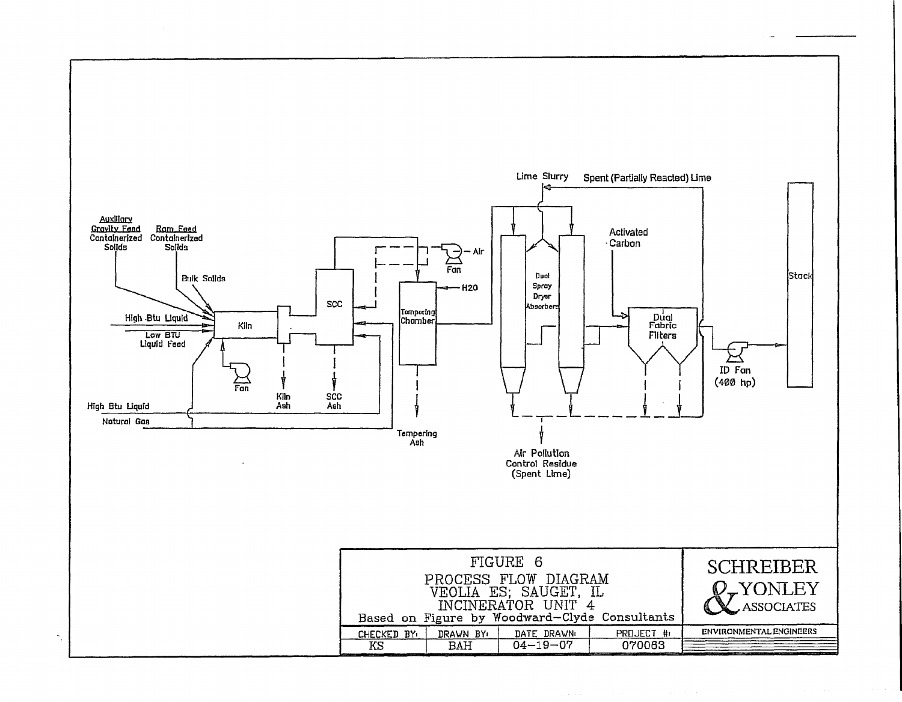Auxiliary Gravity Feed Containerized Solids

Ram Feed Containerized Solids

Bulk Solids

High Btu Liquid

Low BTU Liquid Feed

Kiln

Fan

Kiln Ash

SCC

SCC Ash

High Btu Liquid

Natural Gas

Fan

Air

H2O

Tempering Chamber

Tempering Ash

Lime Slurry

Spent (Partially Reacted) Lime

Dual Spray Dryer Absorbers

Activated Carbon

Dual Fabric Filters

Air Pollution Control Residue (Spent Lime)

ID Fan (400 hp)

Stack

| FIGURE 6<br>PROCESS FLOW DIAGRAM<br>VEOLIA ES; SAUGET, IL<br>INCINERATOR UNIT 4<br>Based on Figure by Woodward-Clyde Consultants | | | | SCHREIBER & YONLEY ASSOCIATES |
|---|---|---|---|---|
| CHECKED BY: | DRAWN BY: | DATE DRAWN: | PROJECT #: | ENVIRONMENTAL ENGINEERS |
| KS | BAH | 04-19-07 | 070063 | |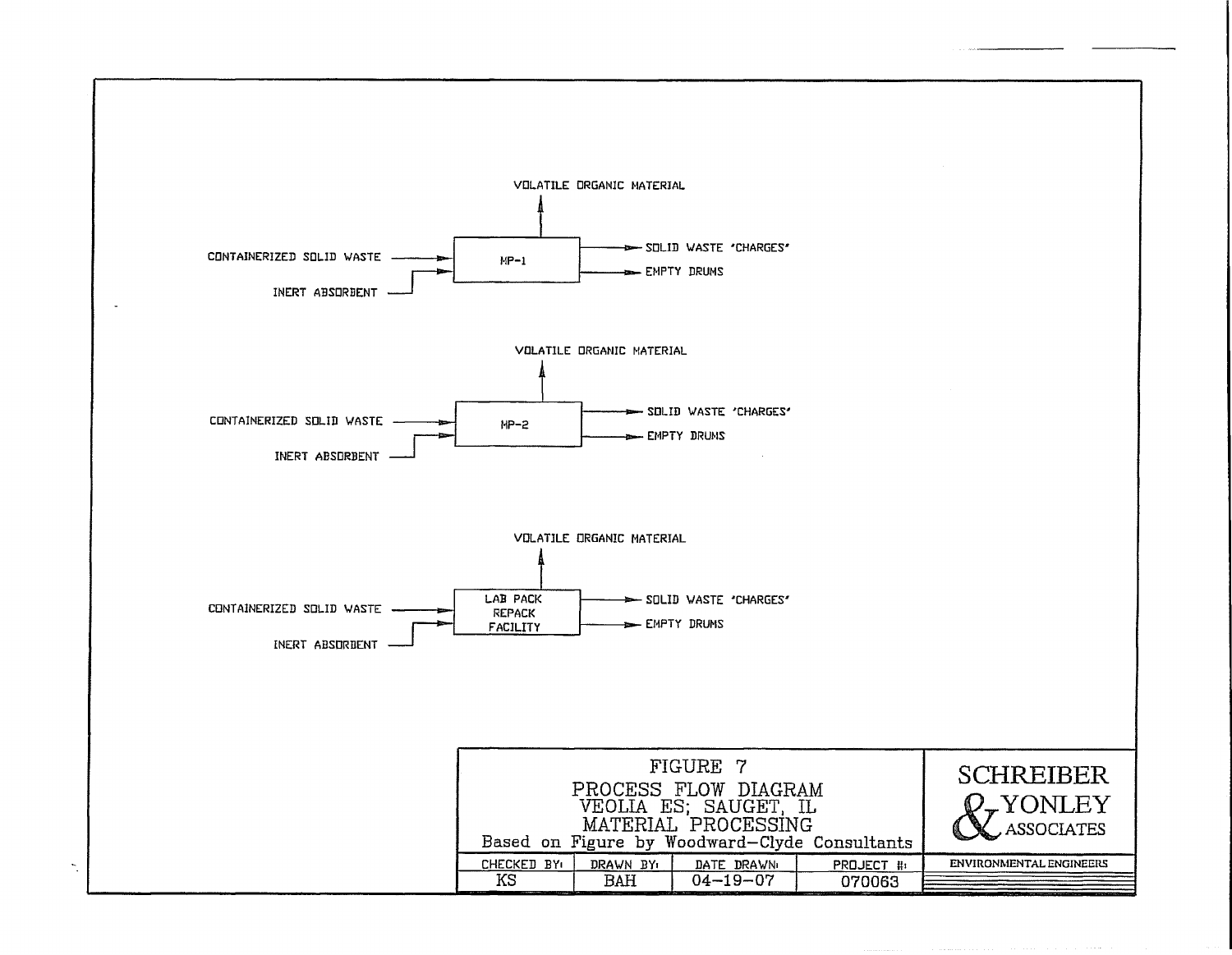VOLATILE ORGANIC MATERIAL

CONTAINERIZED SOLID WASTE → MP-1 → SOLID WASTE 'CHARGES'

INERT ABSORBENT → MP-1 → EMPTY DRUMS

VOLATILE ORGANIC MATERIAL

CONTAINERIZED SOLID WASTE → MP-2 → SOLID WASTE 'CHARGES'

INERT ABSORBENT → MP-2 → EMPTY DRUMS

VOLATILE ORGANIC MATERIAL

CONTAINERIZED SOLID WASTE → LAB PACK REPACK FACILITY → SOLID WASTE 'CHARGES'

INERT ABSORBENT → LAB PACK REPACK FACILITY → EMPTY DRUMS

FIGURE 7
PROCESS FLOW DIAGRAM
VEOLIA ES; SAUGET, IL
MATERIAL PROCESSING
Based on Figure by Woodward-Clyde Consultants

| CHECKED BY: | DRAWN BY: | DATE DRAWN: | PROJECT #: |
|---|---|---|---|
| KS | BAH | 04-19-07 | 070063 |

SCHREIBER & YONLEY ASSOCIATES
ENVIRONMENTAL ENGINEERS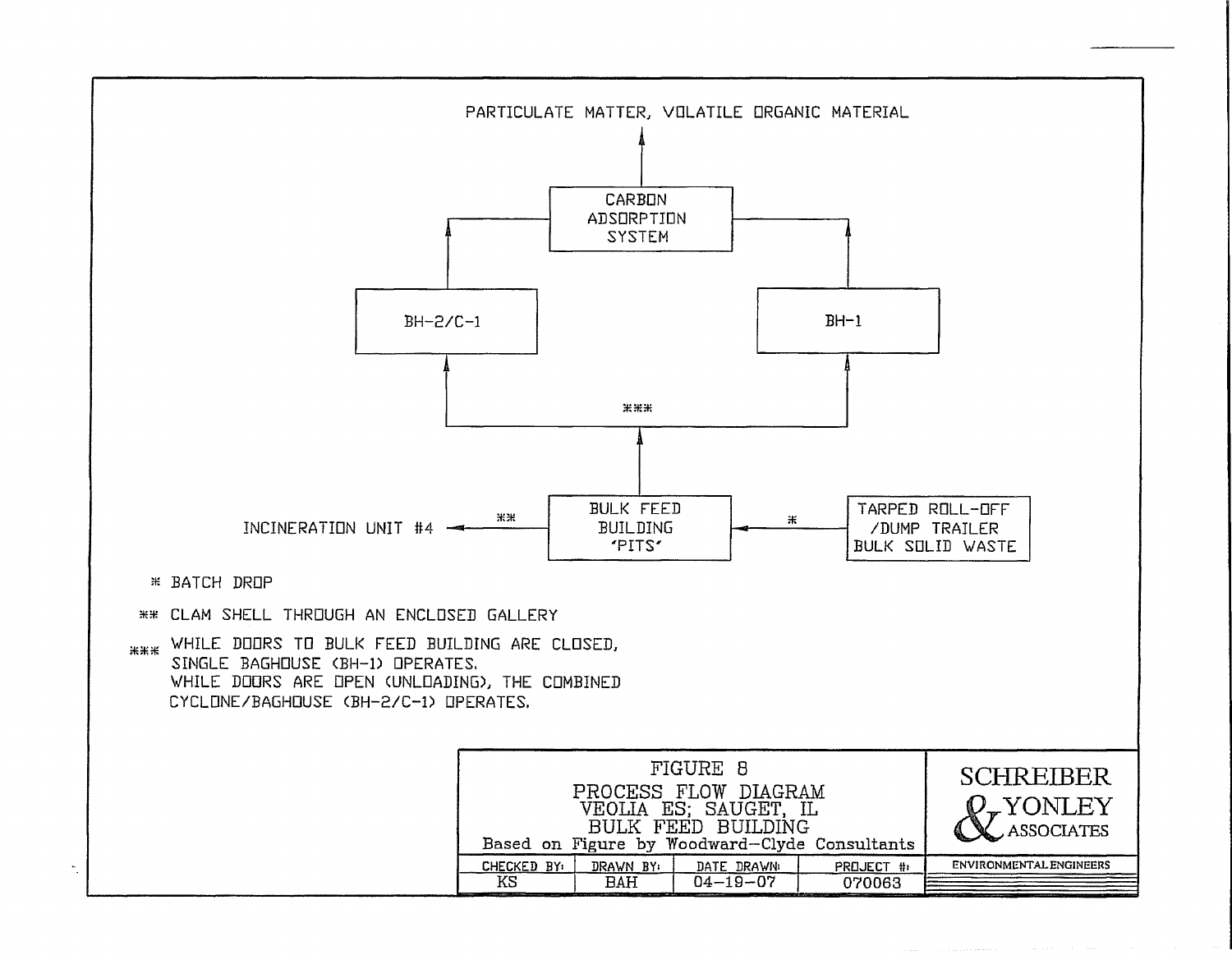PARTICULATE MATTER, VOLATILE ORGANIC MATERIAL

CARBON ADSORPTION SYSTEM

BH-2/C-1

BH-1

***

INCINERATION UNIT #4 ** BULK FEED BUILDING 'PITS' * TARPED ROLL-OFF /DUMP TRAILER BULK SOLID WASTE

\* BATCH DROP

** CLAM SHELL THROUGH AN ENCLOSED GALLERY

*** WHILE DOORS TO BULK FEED BUILDING ARE CLOSED, SINGLE BAGHOUSE (BH-1) OPERATES. WHILE DOORS ARE OPEN (UNLOADING), THE COMBINED CYCLONE/BAGHOUSE (BH-2/C-1) OPERATES.

FIGURE 8
PROCESS FLOW DIAGRAM
VEOLIA ES; SAUGET, IL
BULK FEED BUILDING
Based on Figure by Woodward-Clyde Consultants

| CHECKED BY: | DRAWN BY: | DATE DRAWN: | PROJECT #: |
|---|---|---|---|
| KS | BAH | 04-19-07 | 070063 |

SCHREIBER & YONLEY ASSOCIATES
ENVIRONMENTAL ENGINEERS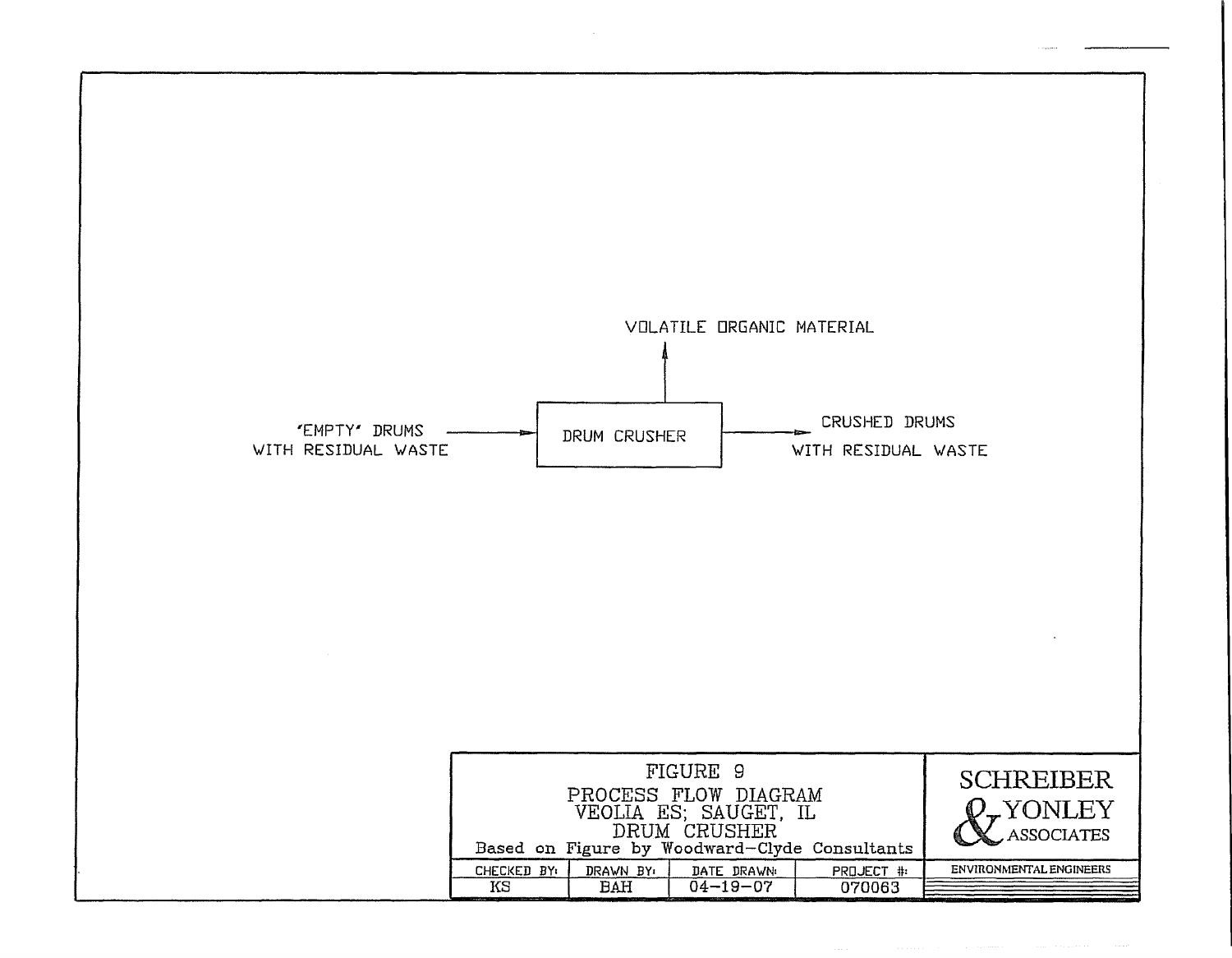VOLATILE ORGANIC MATERIAL

'EMPTY' DRUMS WITH RESIDUAL WASTE → DRUM CRUSHER → CRUSHED DRUMS WITH RESIDUAL WASTE

DRUM CRUSHER → VOLATILE ORGANIC MATERIAL

FIGURE 9
PROCESS FLOW DIAGRAM
VEOLIA ES; SAUGET, IL
DRUM CRUSHER
Based on Figure by Woodward-Clyde Consultants

| CHECKED BY: | DRAWN BY: | DATE DRAWN: | PROJECT #: |
| --- | --- | --- | --- |
| KS | BAH | 04-19-07 | 070063 |

SCHREIBER & YONLEY ASSOCIATES
ENVIRONMENTAL ENGINEERS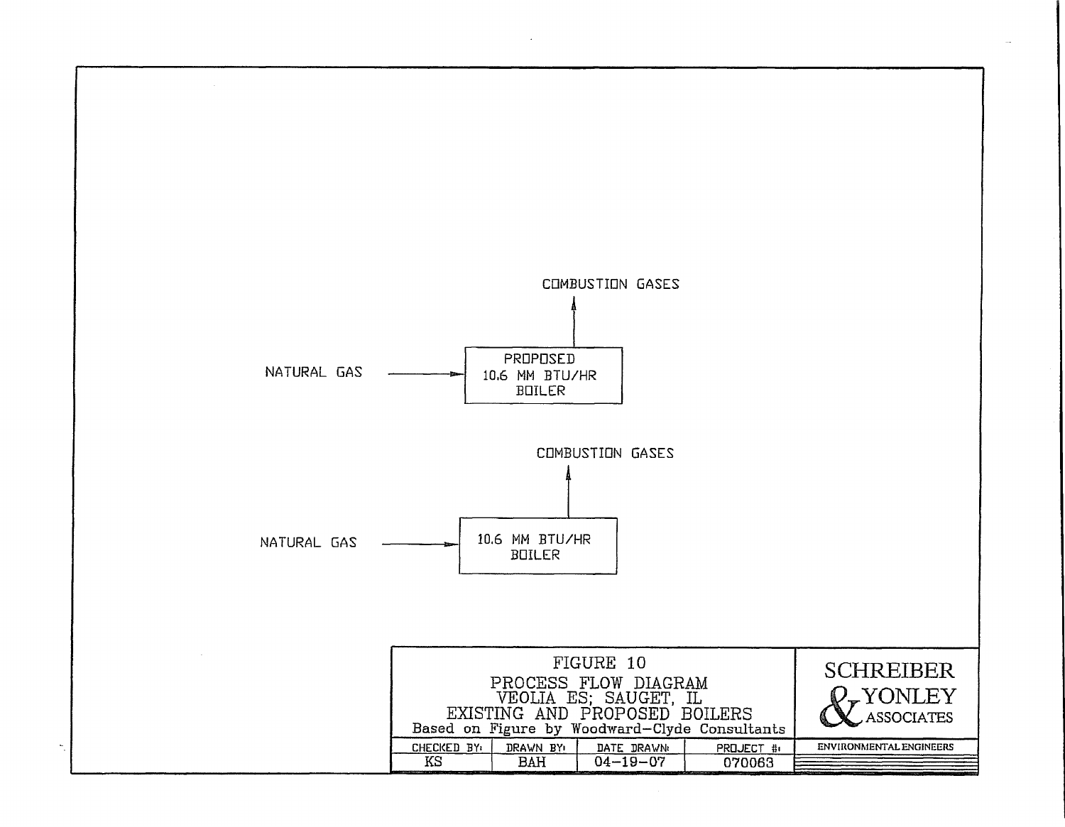COMBUSTION GASES

NATURAL GAS

PROPOSED
10.6 MM BTU/HR
BOILER

COMBUSTION GASES

NATURAL GAS

10.6 MM BTU/HR
BOILER

FIGURE 10
PROCESS FLOW DIAGRAM
VEOLIA ES; SAUGET, IL
EXISTING AND PROPOSED BOILERS
Based on Figure by Woodward-Clyde Consultants

| CHECKED BY: | DRAWN BY: | DATE DRAWN: | PROJECT #: |
|---|---|---|---|
| KS | BAH | 04-19-07 | 070063 |

SCHREIBER & YONLEY ASSOCIATES
ENVIRONMENTAL ENGINEERS